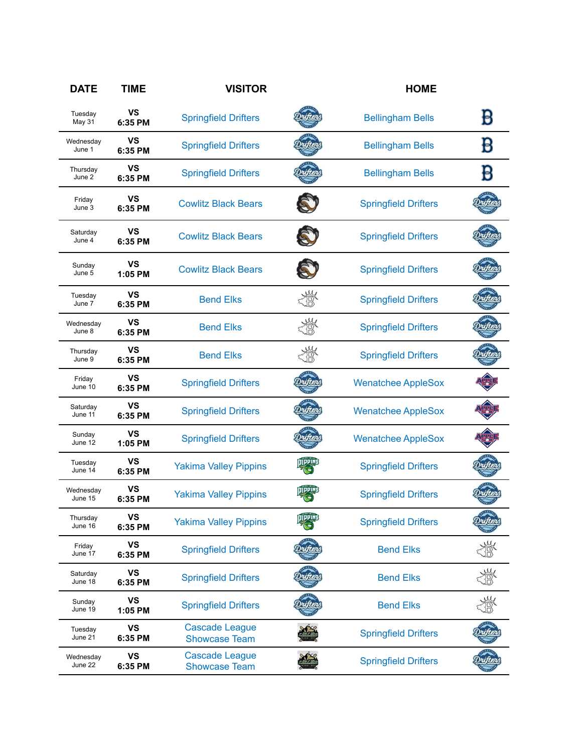| DATE | TIME | VISITOR | | HOME | |
|---|---|---|---|---|---|
| Tuesday May 31 | VS 6:35 PM | Springfield Drifters | | Bellingham Bells | |
| Wednesday June 1 | VS 6:35 PM | Springfield Drifters | | Bellingham Bells | |
| Thursday June 2 | VS 6:35 PM | Springfield Drifters | | Bellingham Bells | |
| Friday June 3 | VS 6:35 PM | Cowlitz Black Bears | | Springfield Drifters | |
| Saturday June 4 | VS 6:35 PM | Cowlitz Black Bears | | Springfield Drifters | |
| Sunday June 5 | VS 1:05 PM | Cowlitz Black Bears | | Springfield Drifters | |
| Tuesday June 7 | VS 6:35 PM | Bend Elks | | Springfield Drifters | |
| Wednesday June 8 | VS 6:35 PM | Bend Elks | | Springfield Drifters | |
| Thursday June 9 | VS 6:35 PM | Bend Elks | | Springfield Drifters | |
| Friday June 10 | VS 6:35 PM | Springfield Drifters | | Wenatchee AppleSox | |
| Saturday June 11 | VS 6:35 PM | Springfield Drifters | | Wenatchee AppleSox | |
| Sunday June 12 | VS 1:05 PM | Springfield Drifters | | Wenatchee AppleSox | |
| Tuesday June 14 | VS 6:35 PM | Yakima Valley Pippins | | Springfield Drifters | |
| Wednesday June 15 | VS 6:35 PM | Yakima Valley Pippins | | Springfield Drifters | |
| Thursday June 16 | VS 6:35 PM | Yakima Valley Pippins | | Springfield Drifters | |
| Friday June 17 | VS 6:35 PM | Springfield Drifters | | Bend Elks | |
| Saturday June 18 | VS 6:35 PM | Springfield Drifters | | Bend Elks | |
| Sunday June 19 | VS 1:05 PM | Springfield Drifters | | Bend Elks | |
| Tuesday June 21 | VS 6:35 PM | Cascade League Showcase Team | | Springfield Drifters | |
| Wednesday June 22 | VS 6:35 PM | Cascade League Showcase Team | | Springfield Drifters | |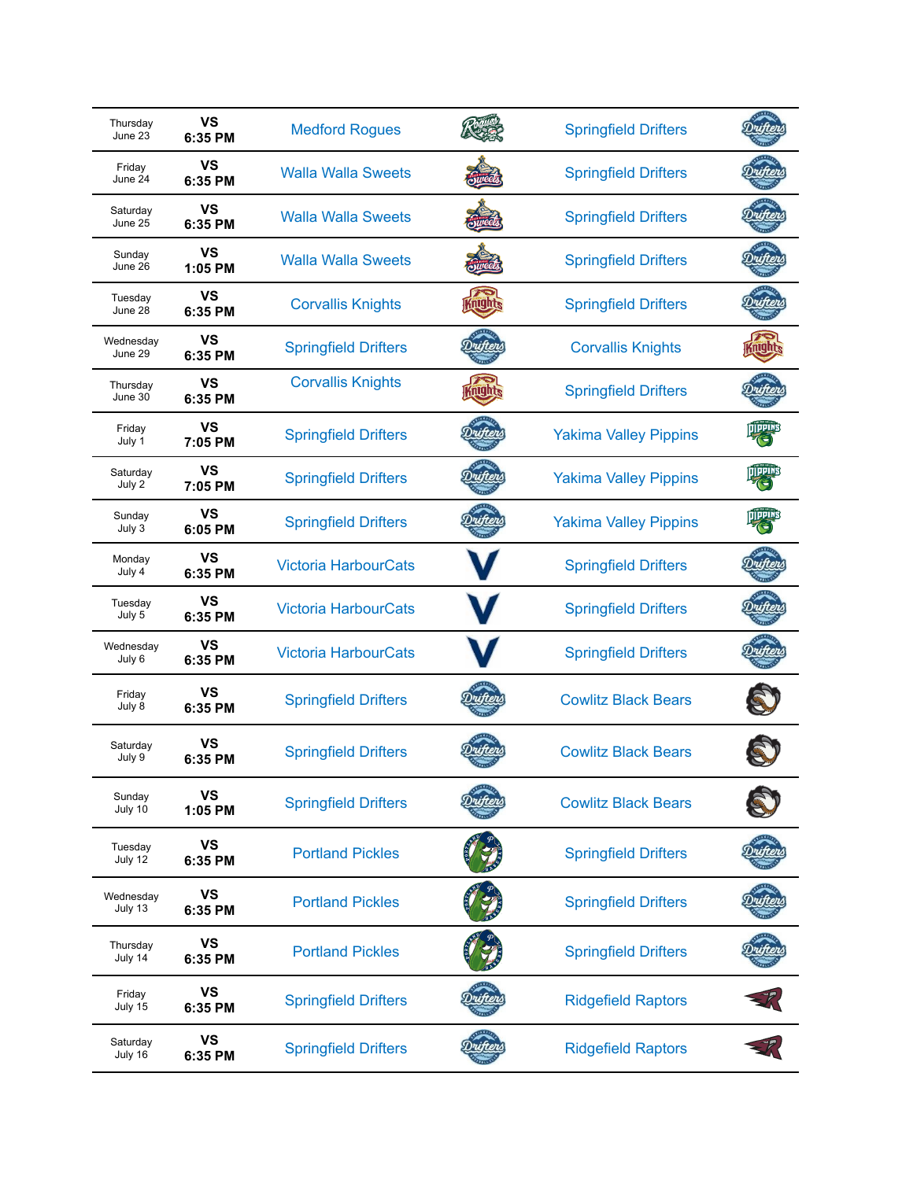| | | | | | |
|---|---|---|---|---|---|
| Thursday June 23 | VS 6:35 PM | Medford Rogues | | Springfield Drifters | |
| Friday June 24 | VS 6:35 PM | Walla Walla Sweets | | Springfield Drifters | |
| Saturday June 25 | VS 6:35 PM | Walla Walla Sweets | | Springfield Drifters | |
| Sunday June 26 | VS 1:05 PM | Walla Walla Sweets | | Springfield Drifters | |
| Tuesday June 28 | VS 6:35 PM | Corvallis Knights | | Springfield Drifters | |
| Wednesday June 29 | VS 6:35 PM | Springfield Drifters | | Corvallis Knights | |
| Thursday June 30 | VS 6:35 PM | Corvallis Knights | | Springfield Drifters | |
| Friday July 1 | VS 7:05 PM | Springfield Drifters | | Yakima Valley Pippins | |
| Saturday July 2 | VS 7:05 PM | Springfield Drifters | | Yakima Valley Pippins | |
| Sunday July 3 | VS 6:05 PM | Springfield Drifters | | Yakima Valley Pippins | |
| Monday July 4 | VS 6:35 PM | Victoria HarbourCats | | Springfield Drifters | |
| Tuesday July 5 | VS 6:35 PM | Victoria HarbourCats | | Springfield Drifters | |
| Wednesday July 6 | VS 6:35 PM | Victoria HarbourCats | | Springfield Drifters | |
| Friday July 8 | VS 6:35 PM | Springfield Drifters | | Cowlitz Black Bears | |
| Saturday July 9 | VS 6:35 PM | Springfield Drifters | | Cowlitz Black Bears | |
| Sunday July 10 | VS 1:05 PM | Springfield Drifters | | Cowlitz Black Bears | |
| Tuesday July 12 | VS 6:35 PM | Portland Pickles | | Springfield Drifters | |
| Wednesday July 13 | VS 6:35 PM | Portland Pickles | | Springfield Drifters | |
| Thursday July 14 | VS 6:35 PM | Portland Pickles | | Springfield Drifters | |
| Friday July 15 | VS 6:35 PM | Springfield Drifters | | Ridgefield Raptors | |
| Saturday July 16 | VS 6:35 PM | Springfield Drifters | | Ridgefield Raptors | |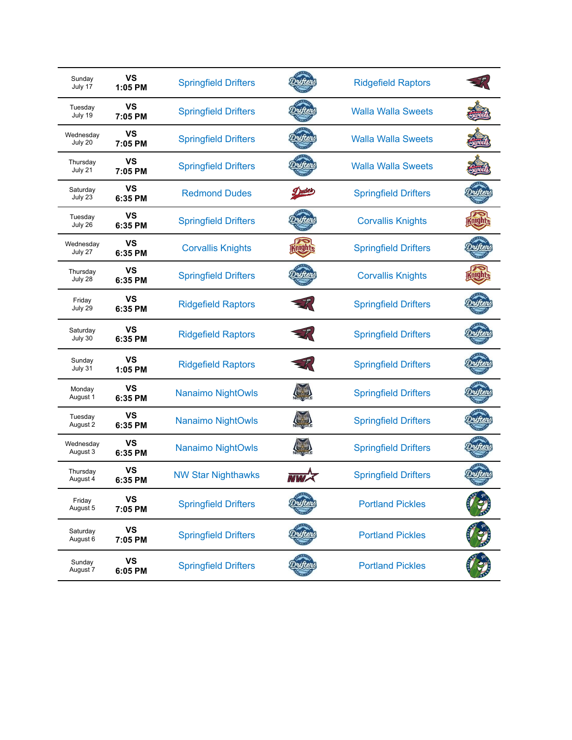| | | | | | |
|---|---|---|---|---|---|
| Sunday July 17 | VS 1:05 PM | Springfield Drifters | | Ridgefield Raptors | |
| Tuesday July 19 | VS 7:05 PM | Springfield Drifters | | Walla Walla Sweets | |
| Wednesday July 20 | VS 7:05 PM | Springfield Drifters | | Walla Walla Sweets | |
| Thursday July 21 | VS 7:05 PM | Springfield Drifters | | Walla Walla Sweets | |
| Saturday July 23 | VS 6:35 PM | Redmond Dudes | | Springfield Drifters | |
| Tuesday July 26 | VS 6:35 PM | Springfield Drifters | | Corvallis Knights | |
| Wednesday July 27 | VS 6:35 PM | Corvallis Knights | | Springfield Drifters | |
| Thursday July 28 | VS 6:35 PM | Springfield Drifters | | Corvallis Knights | |
| Friday July 29 | VS 6:35 PM | Ridgefield Raptors | | Springfield Drifters | |
| Saturday July 30 | VS 6:35 PM | Ridgefield Raptors | | Springfield Drifters | |
| Sunday July 31 | VS 1:05 PM | Ridgefield Raptors | | Springfield Drifters | |
| Monday August 1 | VS 6:35 PM | Nanaimo NightOwls | | Springfield Drifters | |
| Tuesday August 2 | VS 6:35 PM | Nanaimo NightOwls | | Springfield Drifters | |
| Wednesday August 3 | VS 6:35 PM | Nanaimo NightOwls | | Springfield Drifters | |
| Thursday August 4 | VS 6:35 PM | NW Star Nighthawks | | Springfield Drifters | |
| Friday August 5 | VS 7:05 PM | Springfield Drifters | | Portland Pickles | |
| Saturday August 6 | VS 7:05 PM | Springfield Drifters | | Portland Pickles | |
| Sunday August 7 | VS 6:05 PM | Springfield Drifters | | Portland Pickles | |